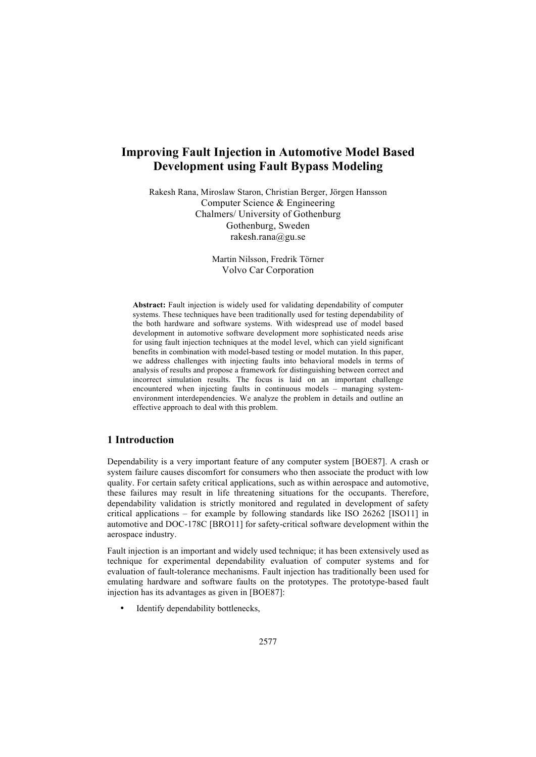# Improving Fault Injection in Automotive Model Based Development using Fault Bypass Modeling

Rakesh Rana, Miroslaw Staron, Christian Berger, Jörgen Hansson
Computer Science & Engineering
Chalmers/ University of Gothenburg
Gothenburg, Sweden
rakesh.rana@gu.se

Martin Nilsson, Fredrik Törner
Volvo Car Corporation

**Abstract:** Fault injection is widely used for validating dependability of computer systems. These techniques have been traditionally used for testing dependability of the both hardware and software systems. With widespread use of model based development in automotive software development more sophisticated needs arise for using fault injection techniques at the model level, which can yield significant benefits in combination with model-based testing or model mutation. In this paper, we address challenges with injecting faults into behavioral models in terms of analysis of results and propose a framework for distinguishing between correct and incorrect simulation results. The focus is laid on an important challenge encountered when injecting faults in continuous models – managing system-environment interdependencies. We analyze the problem in details and outline an effective approach to deal with this problem.

## 1 Introduction

Dependability is a very important feature of any computer system [BOE87]. A crash or system failure causes discomfort for consumers who then associate the product with low quality. For certain safety critical applications, such as within aerospace and automotive, these failures may result in life threatening situations for the occupants. Therefore, dependability validation is strictly monitored and regulated in development of safety critical applications – for example by following standards like ISO 26262 [ISO11] in automotive and DOC-178C [BRO11] for safety-critical software development within the aerospace industry.

Fault injection is an important and widely used technique; it has been extensively used as technique for experimental dependability evaluation of computer systems and for evaluation of fault-tolerance mechanisms. Fault injection has traditionally been used for emulating hardware and software faults on the prototypes. The prototype-based fault injection has its advantages as given in [BOE87]:

- Identify dependability bottlenecks,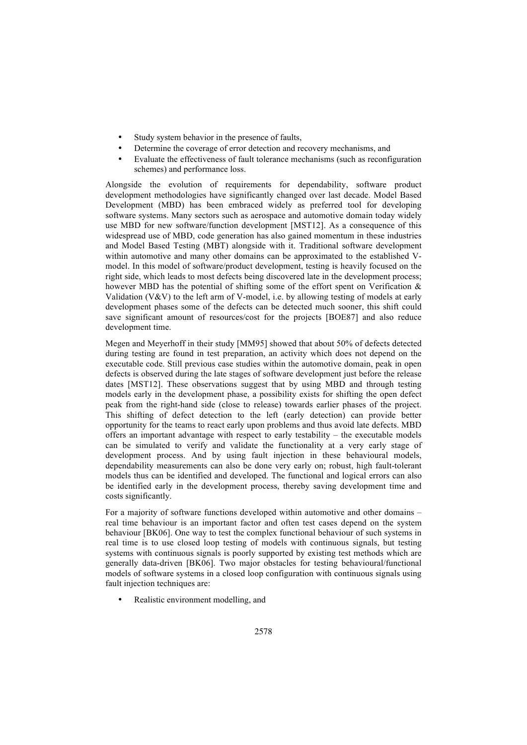- Study system behavior in the presence of faults,
- Determine the coverage of error detection and recovery mechanisms, and
- Evaluate the effectiveness of fault tolerance mechanisms (such as reconfiguration schemes) and performance loss.

Alongside the evolution of requirements for dependability, software product development methodologies have significantly changed over last decade. Model Based Development (MBD) has been embraced widely as preferred tool for developing software systems. Many sectors such as aerospace and automotive domain today widely use MBD for new software/function development [MST12]. As a consequence of this widespread use of MBD, code generation has also gained momentum in these industries and Model Based Testing (MBT) alongside with it. Traditional software development within automotive and many other domains can be approximated to the established V-model. In this model of software/product development, testing is heavily focused on the right side, which leads to most defects being discovered late in the development process; however MBD has the potential of shifting some of the effort spent on Verification & Validation (V&V) to the left arm of V-model, i.e. by allowing testing of models at early development phases some of the defects can be detected much sooner, this shift could save significant amount of resources/cost for the projects [BOE87] and also reduce development time.

Megen and Meyerhoff in their study [MM95] showed that about 50% of defects detected during testing are found in test preparation, an activity which does not depend on the executable code. Still previous case studies within the automotive domain, peak in open defects is observed during the late stages of software development just before the release dates [MST12]. These observations suggest that by using MBD and through testing models early in the development phase, a possibility exists for shifting the open defect peak from the right-hand side (close to release) towards earlier phases of the project. This shifting of defect detection to the left (early detection) can provide better opportunity for the teams to react early upon problems and thus avoid late defects. MBD offers an important advantage with respect to early testability – the executable models can be simulated to verify and validate the functionality at a very early stage of development process. And by using fault injection in these behavioural models, dependability measurements can also be done very early on; robust, high fault-tolerant models thus can be identified and developed. The functional and logical errors can also be identified early in the development process, thereby saving development time and costs significantly.

For a majority of software functions developed within automotive and other domains – real time behaviour is an important factor and often test cases depend on the system behaviour [BK06]. One way to test the complex functional behaviour of such systems in real time is to use closed loop testing of models with continuous signals, but testing systems with continuous signals is poorly supported by existing test methods which are generally data-driven [BK06]. Two major obstacles for testing behavioural/functional models of software systems in a closed loop configuration with continuous signals using fault injection techniques are:

- Realistic environment modelling, and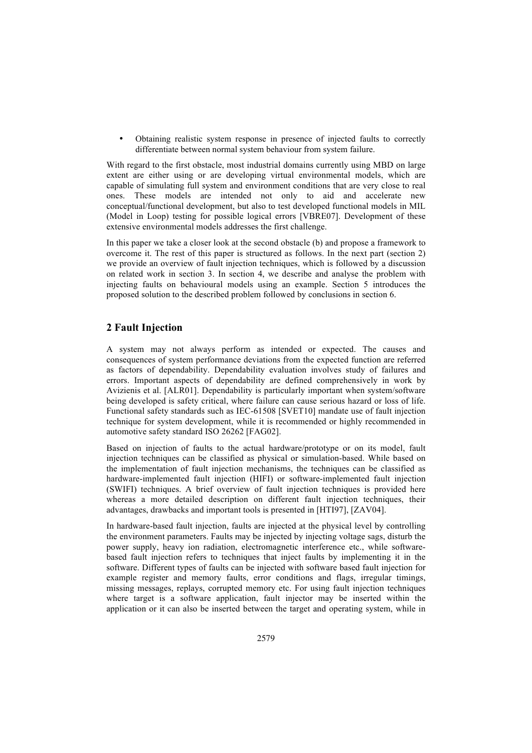- Obtaining realistic system response in presence of injected faults to correctly differentiate between normal system behaviour from system failure.

With regard to the first obstacle, most industrial domains currently using MBD on large extent are either using or are developing virtual environmental models, which are capable of simulating full system and environment conditions that are very close to real ones. These models are intended not only to aid and accelerate new conceptual/functional development, but also to test developed functional models in MIL (Model in Loop) testing for possible logical errors [VBRE07]. Development of these extensive environmental models addresses the first challenge.

In this paper we take a closer look at the second obstacle (b) and propose a framework to overcome it. The rest of this paper is structured as follows. In the next part (section 2) we provide an overview of fault injection techniques, which is followed by a discussion on related work in section 3. In section 4, we describe and analyse the problem with injecting faults on behavioural models using an example. Section 5 introduces the proposed solution to the described problem followed by conclusions in section 6.

## 2 Fault Injection

A system may not always perform as intended or expected. The causes and consequences of system performance deviations from the expected function are referred as factors of dependability. Dependability evaluation involves study of failures and errors. Important aspects of dependability are defined comprehensively in work by Avizienis et al. [ALR01]. Dependability is particularly important when system/software being developed is safety critical, where failure can cause serious hazard or loss of life. Functional safety standards such as IEC-61508 [SVET10] mandate use of fault injection technique for system development, while it is recommended or highly recommended in automotive safety standard ISO 26262 [FAG02].

Based on injection of faults to the actual hardware/prototype or on its model, fault injection techniques can be classified as physical or simulation-based. While based on the implementation of fault injection mechanisms, the techniques can be classified as hardware-implemented fault injection (HIFI) or software-implemented fault injection (SWIFI) techniques. A brief overview of fault injection techniques is provided here whereas a more detailed description on different fault injection techniques, their advantages, drawbacks and important tools is presented in [HTI97], [ZAV04].

In hardware-based fault injection, faults are injected at the physical level by controlling the environment parameters. Faults may be injected by injecting voltage sags, disturb the power supply, heavy ion radiation, electromagnetic interference etc., while software-based fault injection refers to techniques that inject faults by implementing it in the software. Different types of faults can be injected with software based fault injection for example register and memory faults, error conditions and flags, irregular timings, missing messages, replays, corrupted memory etc. For using fault injection techniques where target is a software application, fault injector may be inserted within the application or it can also be inserted between the target and operating system, while in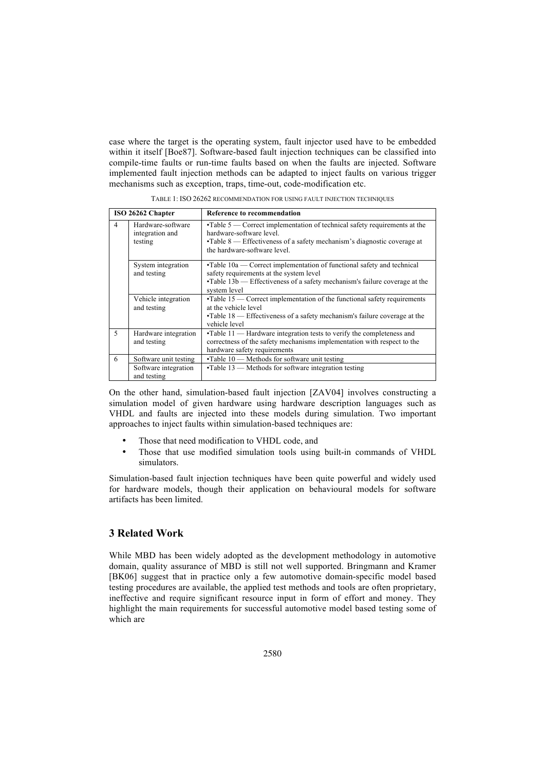case where the target is the operating system, fault injector used have to be embedded within it itself [Boe87]. Software-based fault injection techniques can be classified into compile-time faults or run-time faults based on when the faults are injected. Software implemented fault injection methods can be adapted to inject faults on various trigger mechanisms such as exception, traps, time-out, code-modification etc.

TABLE 1: ISO 26262 RECOMMENDATION FOR USING FAULT INJECTION TECHNIQUES

| ISO 26262 Chapter | | Reference to recommendation |
|---|---|---|
| 4 | Hardware-software integration and testing | •Table 5 — Correct implementation of technical safety requirements at the hardware-software level.<br>•Table 8 — Effectiveness of a safety mechanism's diagnostic coverage at the hardware-software level. |
| | System integration and testing | •Table 10a — Correct implementation of functional safety and technical safety requirements at the system level<br>•Table 13b — Effectiveness of a safety mechanism's failure coverage at the system level |
| | Vehicle integration and testing | •Table 15 — Correct implementation of the functional safety requirements at the vehicle level<br>•Table 18 — Effectiveness of a safety mechanism's failure coverage at the vehicle level |
| 5 | Hardware integration and testing | •Table 11 — Hardware integration tests to verify the completeness and correctness of the safety mechanisms implementation with respect to the hardware safety requirements |
| 6 | Software unit testing | •Table 10 — Methods for software unit testing |
| | Software integration and testing | •Table 13 — Methods for software integration testing |

On the other hand, simulation-based fault injection [ZAV04] involves constructing a simulation model of given hardware using hardware description languages such as VHDL and faults are injected into these models during simulation. Two important approaches to inject faults within simulation-based techniques are:

- Those that need modification to VHDL code, and
- Those that use modified simulation tools using built-in commands of VHDL simulators.

Simulation-based fault injection techniques have been quite powerful and widely used for hardware models, though their application on behavioural models for software artifacts has been limited.

## 3 Related Work

While MBD has been widely adopted as the development methodology in automotive domain, quality assurance of MBD is still not well supported. Bringmann and Kramer [BK06] suggest that in practice only a few automotive domain-specific model based testing procedures are available, the applied test methods and tools are often proprietary, ineffective and require significant resource input in form of effort and money. They highlight the main requirements for successful automotive model based testing some of which are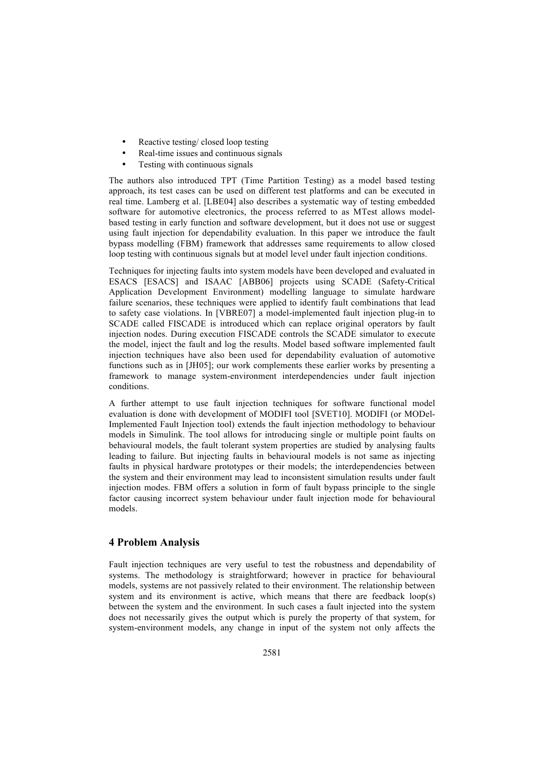- Reactive testing/ closed loop testing
- Real-time issues and continuous signals
- Testing with continuous signals

The authors also introduced TPT (Time Partition Testing) as a model based testing approach, its test cases can be used on different test platforms and can be executed in real time. Lamberg et al. [LBE04] also describes a systematic way of testing embedded software for automotive electronics, the process referred to as MTest allows model-based testing in early function and software development, but it does not use or suggest using fault injection for dependability evaluation. In this paper we introduce the fault bypass modelling (FBM) framework that addresses same requirements to allow closed loop testing with continuous signals but at model level under fault injection conditions.

Techniques for injecting faults into system models have been developed and evaluated in ESACS [ESACS] and ISAAC [ABB06] projects using SCADE (Safety-Critical Application Development Environment) modelling language to simulate hardware failure scenarios, these techniques were applied to identify fault combinations that lead to safety case violations. In [VBRE07] a model-implemented fault injection plug-in to SCADE called FISCADE is introduced which can replace original operators by fault injection nodes. During execution FISCADE controls the SCADE simulator to execute the model, inject the fault and log the results. Model based software implemented fault injection techniques have also been used for dependability evaluation of automotive functions such as in [JH05]; our work complements these earlier works by presenting a framework to manage system-environment interdependencies under fault injection conditions.

A further attempt to use fault injection techniques for software functional model evaluation is done with development of MODIFI tool [SVET10]. MODIFI (or MODel-Implemented Fault Injection tool) extends the fault injection methodology to behaviour models in Simulink. The tool allows for introducing single or multiple point faults on behavioural models, the fault tolerant system properties are studied by analysing faults leading to failure. But injecting faults in behavioural models is not same as injecting faults in physical hardware prototypes or their models; the interdependencies between the system and their environment may lead to inconsistent simulation results under fault injection modes. FBM offers a solution in form of fault bypass principle to the single factor causing incorrect system behaviour under fault injection mode for behavioural models.

## 4 Problem Analysis

Fault injection techniques are very useful to test the robustness and dependability of systems. The methodology is straightforward; however in practice for behavioural models, systems are not passively related to their environment. The relationship between system and its environment is active, which means that there are feedback loop(s) between the system and the environment. In such cases a fault injected into the system does not necessarily gives the output which is purely the property of that system, for system-environment models, any change in input of the system not only affects the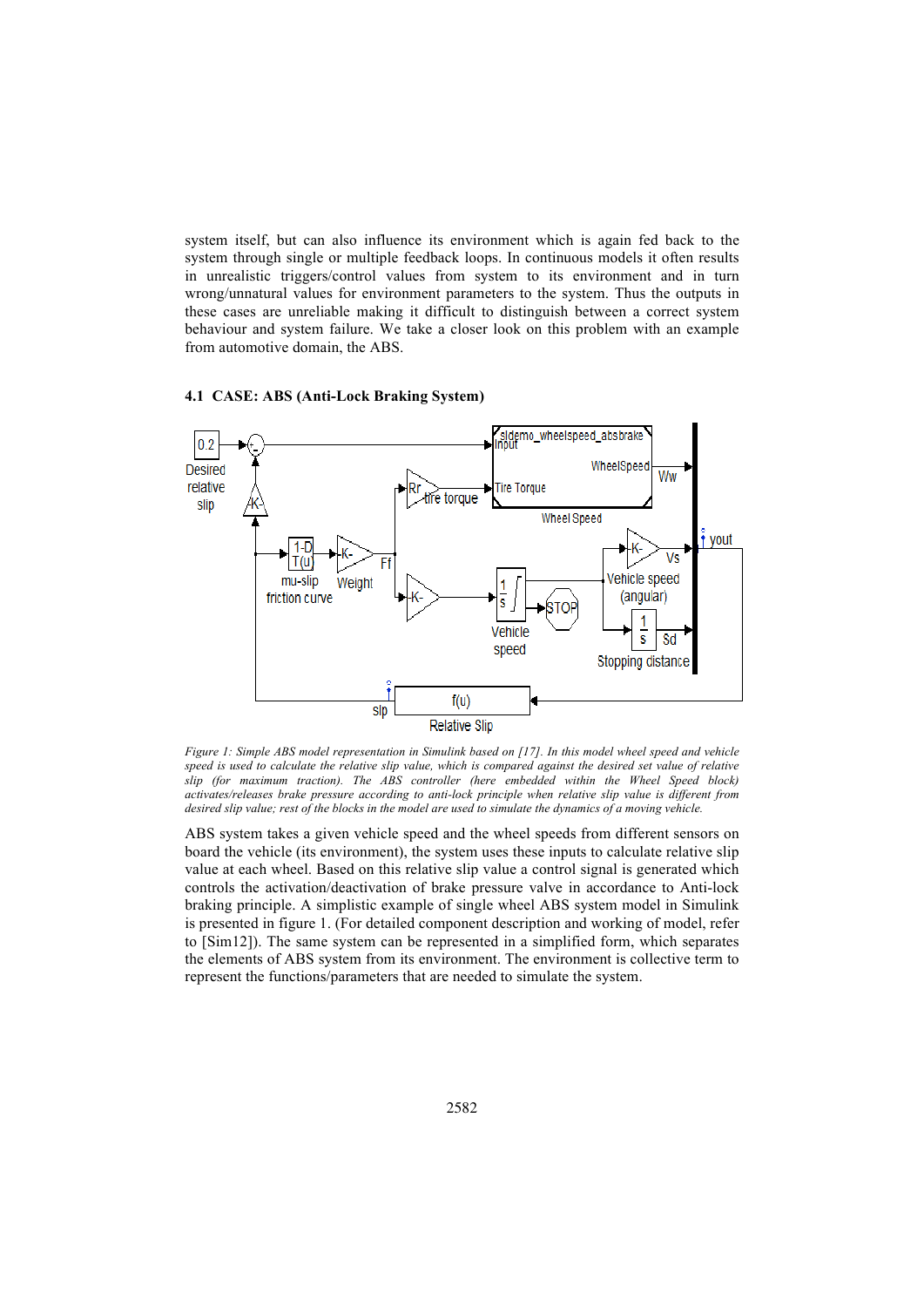system itself, but can also influence its environment which is again fed back to the system through single or multiple feedback loops. In continuous models it often results in unrealistic triggers/control values from system to its environment and in turn wrong/unnatural values for environment parameters to the system. Thus the outputs in these cases are unreliable making it difficult to distinguish between a correct system behaviour and system failure. We take a closer look on this problem with an example from automotive domain, the ABS.

### 4.1 CASE: ABS (Anti-Lock Braking System)

*Figure 1: Simple ABS model representation in Simulink based on [17]. In this model wheel speed and vehicle speed is used to calculate the relative slip value, which is compared against the desired set value of relative slip (for maximum traction). The ABS controller (here embedded within the Wheel Speed block) activates/releases brake pressure according to anti-lock principle when relative slip value is different from desired slip value; rest of the blocks in the model are used to simulate the dynamics of a moving vehicle.*

ABS system takes a given vehicle speed and the wheel speeds from different sensors on board the vehicle (its environment), the system uses these inputs to calculate relative slip value at each wheel. Based on this relative slip value a control signal is generated which controls the activation/deactivation of brake pressure valve in accordance to Anti-lock braking principle. A simplistic example of single wheel ABS system model in Simulink is presented in figure 1. (For detailed component description and working of model, refer to [Sim12]). The same system can be represented in a simplified form, which separates the elements of ABS system from its environment. The environment is collective term to represent the functions/parameters that are needed to simulate the system.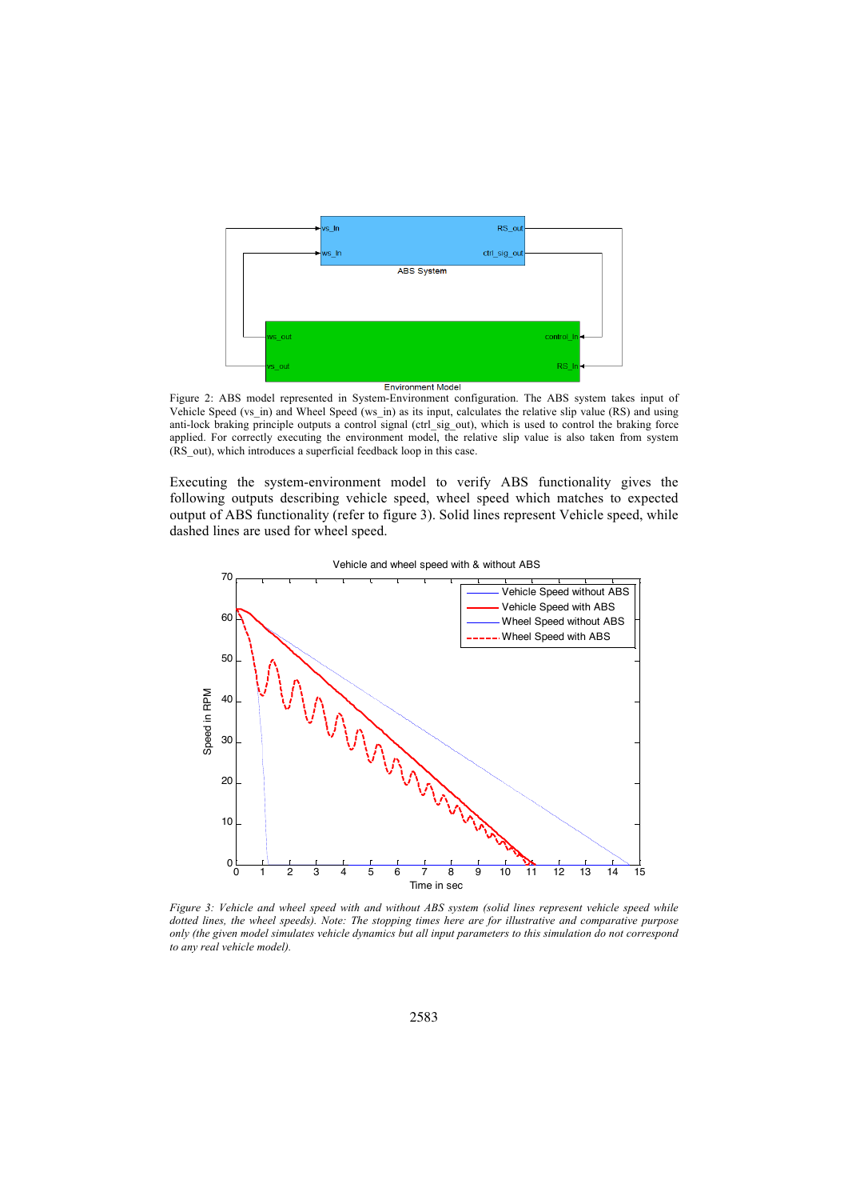Figure 2: ABS model represented in System-Environment configuration. The ABS system takes input of Vehicle Speed (vs_in) and Wheel Speed (ws_in) as its input, calculates the relative slip value (RS) and using anti-lock braking principle outputs a control signal (ctrl_sig_out), which is used to control the braking force applied. For correctly executing the environment model, the relative slip value is also taken from system (RS_out), which introduces a superficial feedback loop in this case.

Executing the system-environment model to verify ABS functionality gives the following outputs describing vehicle speed, wheel speed which matches to expected output of ABS functionality (refer to figure 3). Solid lines represent Vehicle speed, while dashed lines are used for wheel speed.

*Figure 3: Vehicle and wheel speed with and without ABS system (solid lines represent vehicle speed while dotted lines, the wheel speeds). Note: The stopping times here are for illustrative and comparative purpose only (the given model simulates vehicle dynamics but all input parameters to this simulation do not correspond to any real vehicle model).*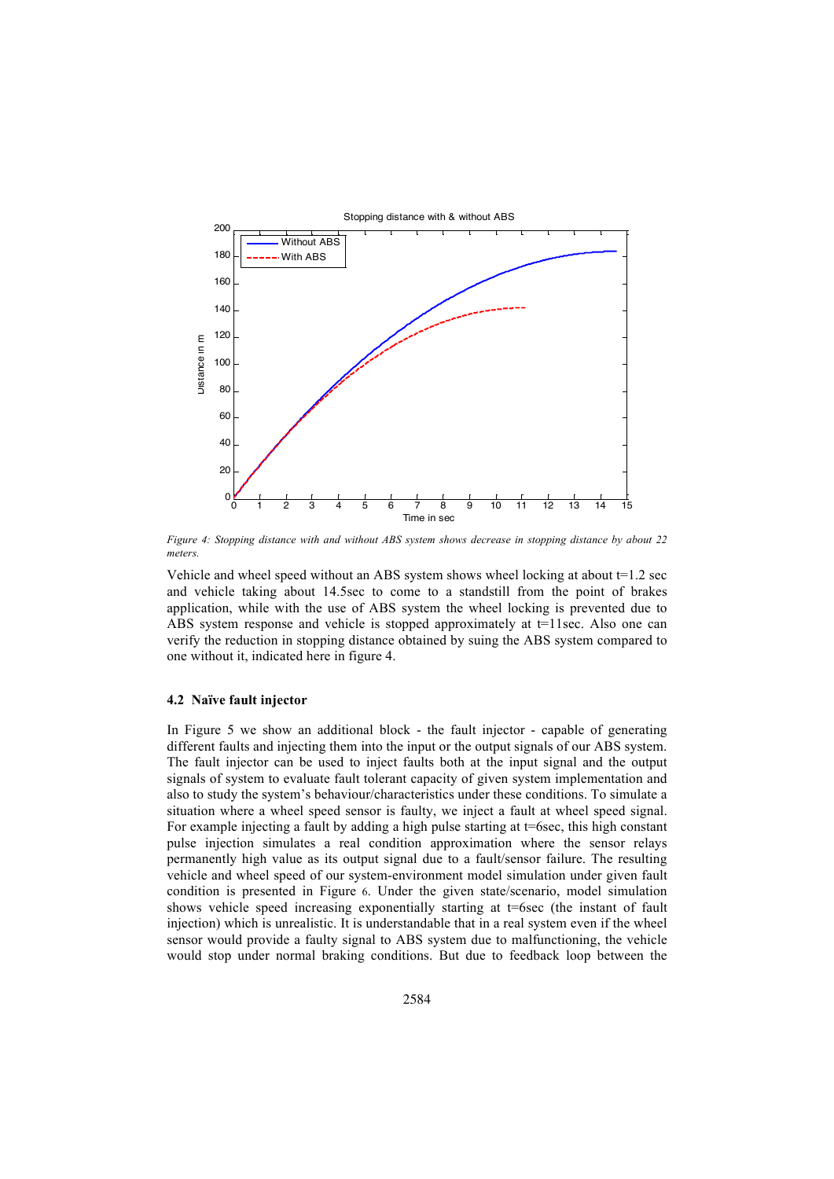Figure 4: Stopping distance with and without ABS system shows decrease in stopping distance by about 22 meters.

Vehicle and wheel speed without an ABS system shows wheel locking at about t=1.2 sec and vehicle taking about 14.5sec to come to a standstill from the point of brakes application, while with the use of ABS system the wheel locking is prevented due to ABS system response and vehicle is stopped approximately at t=11sec. Also one can verify the reduction in stopping distance obtained by suing the ABS system compared to one without it, indicated here in figure 4.

### 4.2 Naïve fault injector

In Figure 5 we show an additional block - the fault injector - capable of generating different faults and injecting them into the input or the output signals of our ABS system. The fault injector can be used to inject faults both at the input signal and the output signals of system to evaluate fault tolerant capacity of given system implementation and also to study the system's behaviour/characteristics under these conditions. To simulate a situation where a wheel speed sensor is faulty, we inject a fault at wheel speed signal. For example injecting a fault by adding a high pulse starting at t=6sec, this high constant pulse injection simulates a real condition approximation where the sensor relays permanently high value as its output signal due to a fault/sensor failure. The resulting vehicle and wheel speed of our system-environment model simulation under given fault condition is presented in Figure 6. Under the given state/scenario, model simulation shows vehicle speed increasing exponentially starting at t=6sec (the instant of fault injection) which is unrealistic. It is understandable that in a real system even if the wheel sensor would provide a faulty signal to ABS system due to malfunctioning, the vehicle would stop under normal braking conditions. But due to feedback loop between the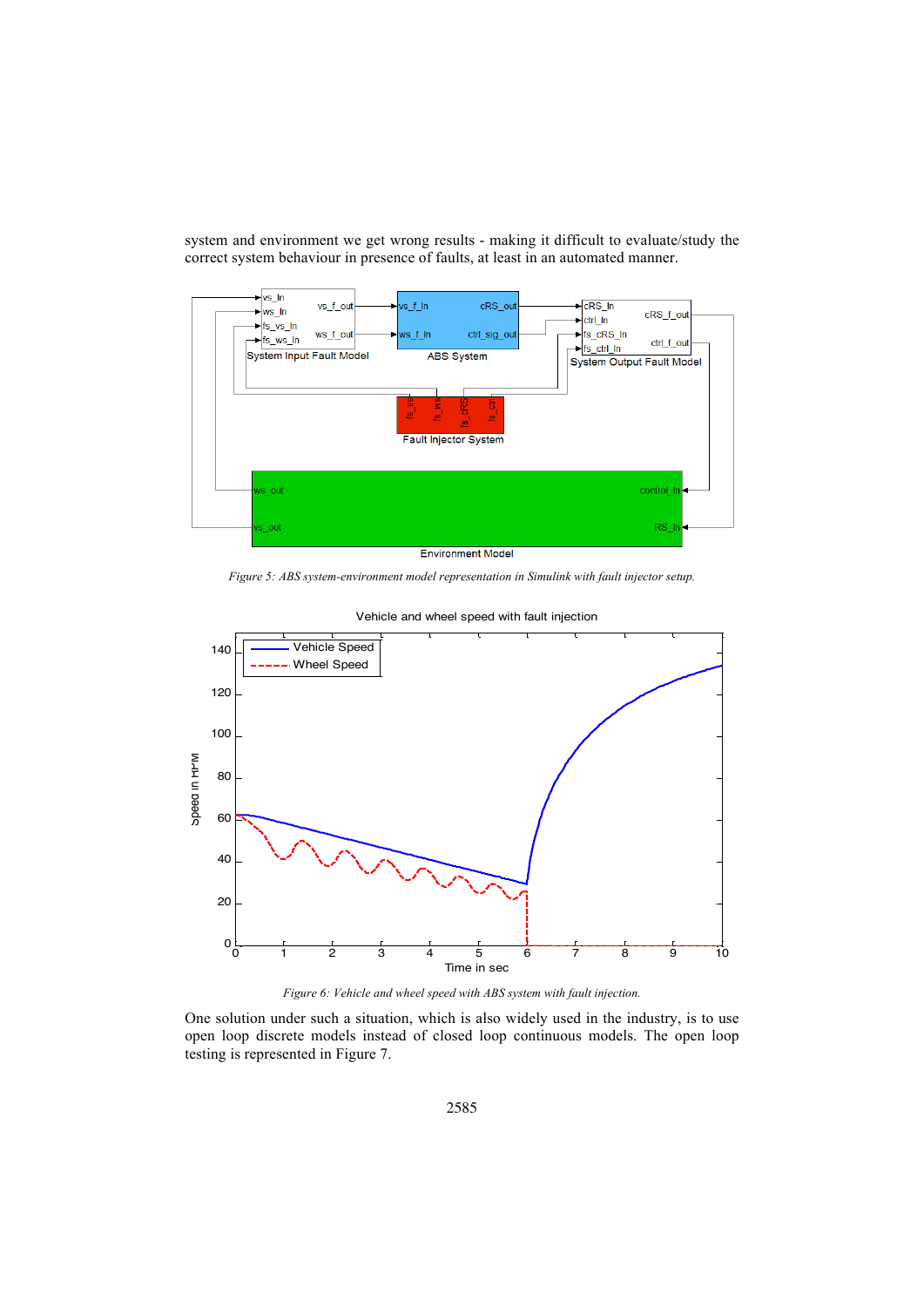system and environment we get wrong results - making it difficult to evaluate/study the correct system behaviour in presence of faults, at least in an automated manner.

*Figure 5: ABS system-environment model representation in Simulink with fault injector setup.*

*Figure 6: Vehicle and wheel speed with ABS system with fault injection.*

One solution under such a situation, which is also widely used in the industry, is to use open loop discrete models instead of closed loop continuous models. The open loop testing is represented in Figure 7.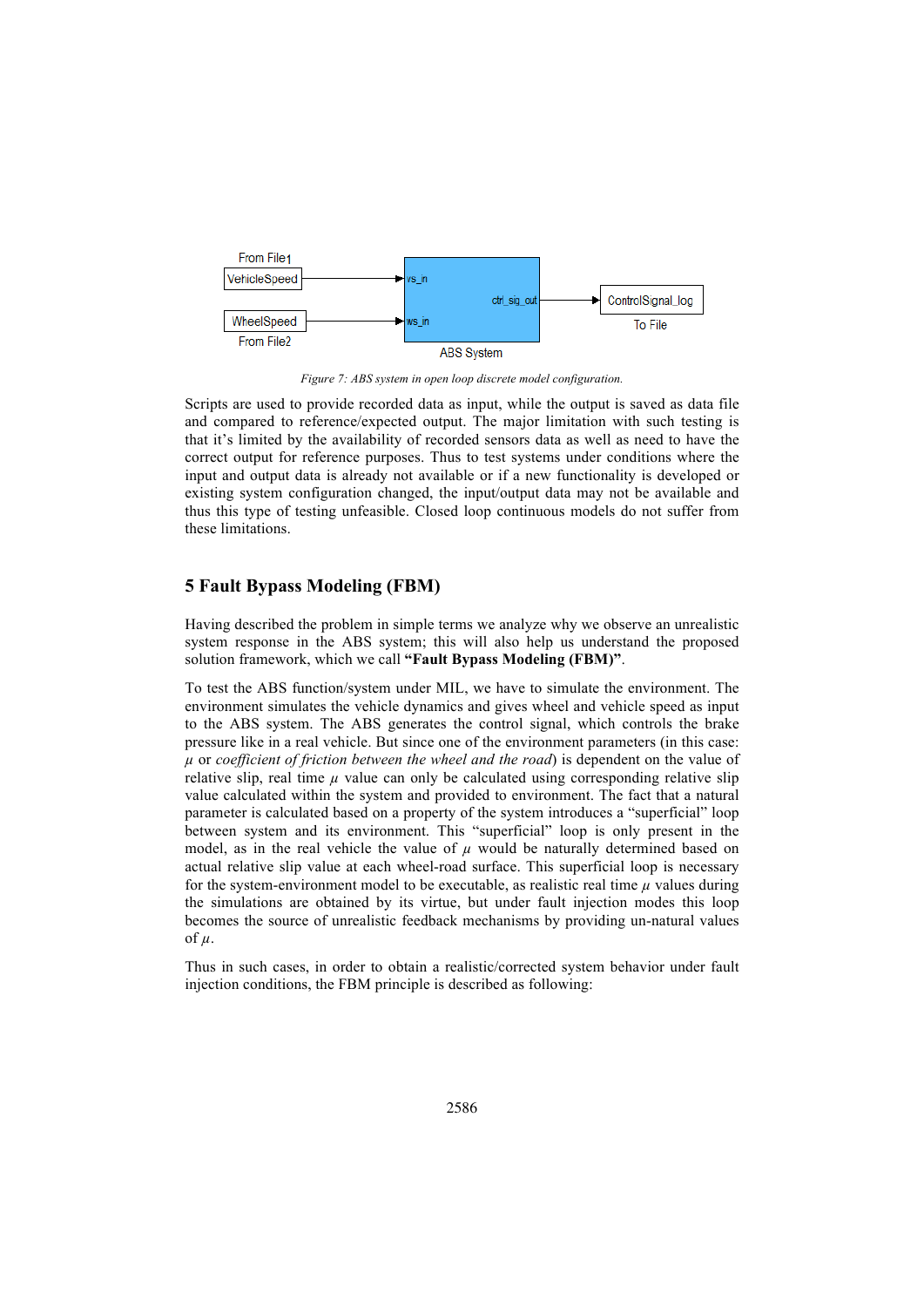Figure 7: ABS system in open loop discrete model configuration.

Scripts are used to provide recorded data as input, while the output is saved as data file and compared to reference/expected output. The major limitation with such testing is that it's limited by the availability of recorded sensors data as well as need to have the correct output for reference purposes. Thus to test systems under conditions where the input and output data is already not available or if a new functionality is developed or existing system configuration changed, the input/output data may not be available and thus this type of testing unfeasible. Closed loop continuous models do not suffer from these limitations.

## 5 Fault Bypass Modeling (FBM)

Having described the problem in simple terms we analyze why we observe an unrealistic system response in the ABS system; this will also help us understand the proposed solution framework, which we call **"Fault Bypass Modeling (FBM)"**.

To test the ABS function/system under MIL, we have to simulate the environment. The environment simulates the vehicle dynamics and gives wheel and vehicle speed as input to the ABS system. The ABS generates the control signal, which controls the brake pressure like in a real vehicle. But since one of the environment parameters (in this case: $\mu$ or *coefficient of friction between the wheel and the road*) is dependent on the value of relative slip, real time $\mu$ value can only be calculated using corresponding relative slip value calculated within the system and provided to environment. The fact that a natural parameter is calculated based on a property of the system introduces a "superficial" loop between system and its environment. This "superficial" loop is only present in the model, as in the real vehicle the value of $\mu$ would be naturally determined based on actual relative slip value at each wheel-road surface. This superficial loop is necessary for the system-environment model to be executable, as realistic real time $\mu$ values during the simulations are obtained by its virtue, but under fault injection modes this loop becomes the source of unrealistic feedback mechanisms by providing un-natural values of $\mu$.

Thus in such cases, in order to obtain a realistic/corrected system behavior under fault injection conditions, the FBM principle is described as following: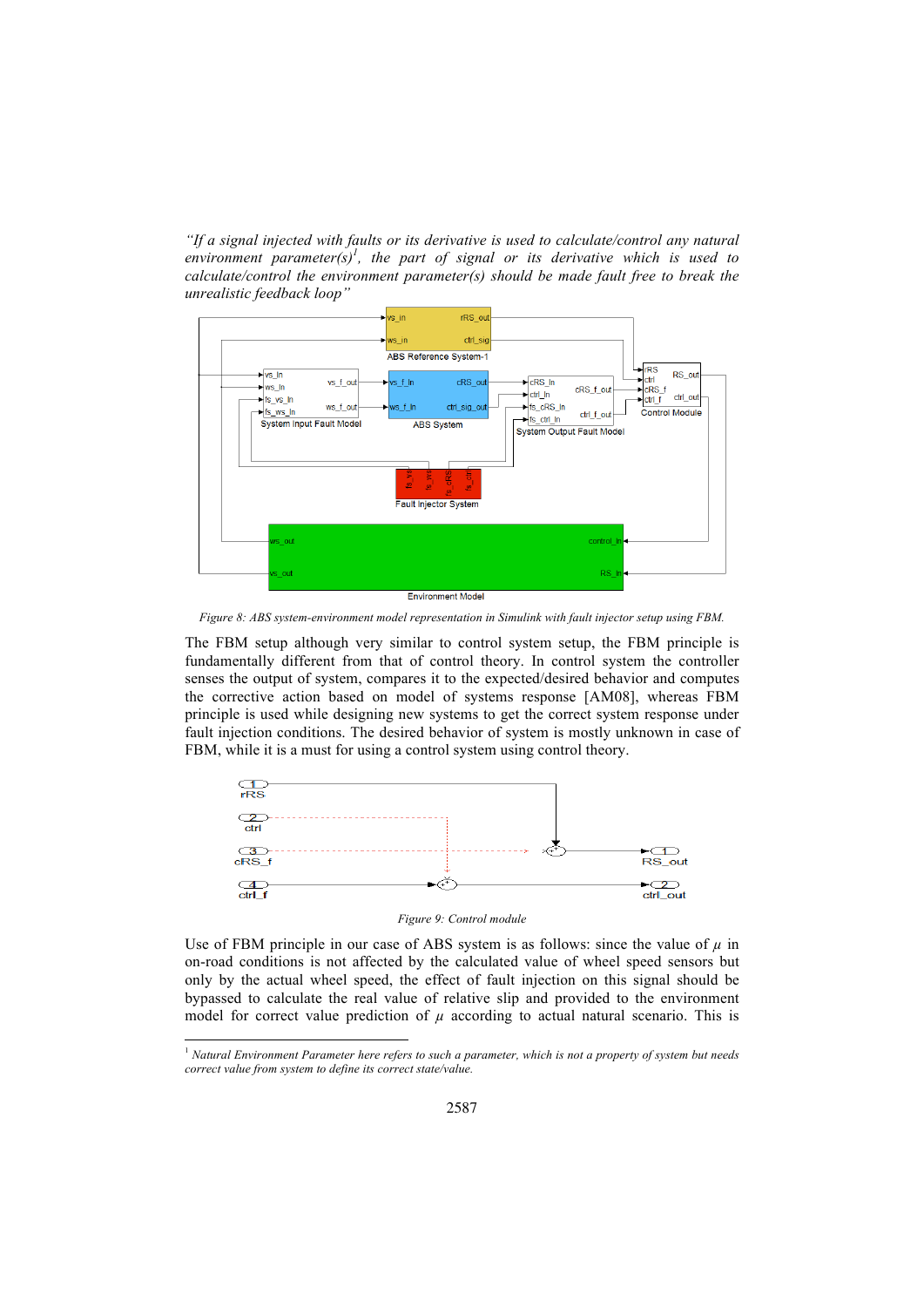*"If a signal injected with faults or its derivative is used to calculate/control any natural environment parameter(s)[1], the part of signal or its derivative which is used to calculate/control the environment parameter(s) should be made fault free to break the unrealistic feedback loop"*

*Figure 8: ABS system-environment model representation in Simulink with fault injector setup using FBM.*

The FBM setup although very similar to control system setup, the FBM principle is fundamentally different from that of control theory. In control system the controller senses the output of system, compares it to the expected/desired behavior and computes the corrective action based on model of systems response [AM08], whereas FBM principle is used while designing new systems to get the correct system response under fault injection conditions. The desired behavior of system is mostly unknown in case of FBM, while it is a must for using a control system using control theory.

*Figure 9: Control module*

Use of FBM principle in our case of ABS system is as follows: since the value of $\mu$ in on-road conditions is not affected by the calculated value of wheel speed sensors but only by the actual wheel speed, the effect of fault injection on this signal should be bypassed to calculate the real value of relative slip and provided to the environment model for correct value prediction of $\mu$ according to actual natural scenario. This is

---

[1] *Natural Environment Parameter here refers to such a parameter, which is not a property of system but needs correct value from system to define its correct state/value.*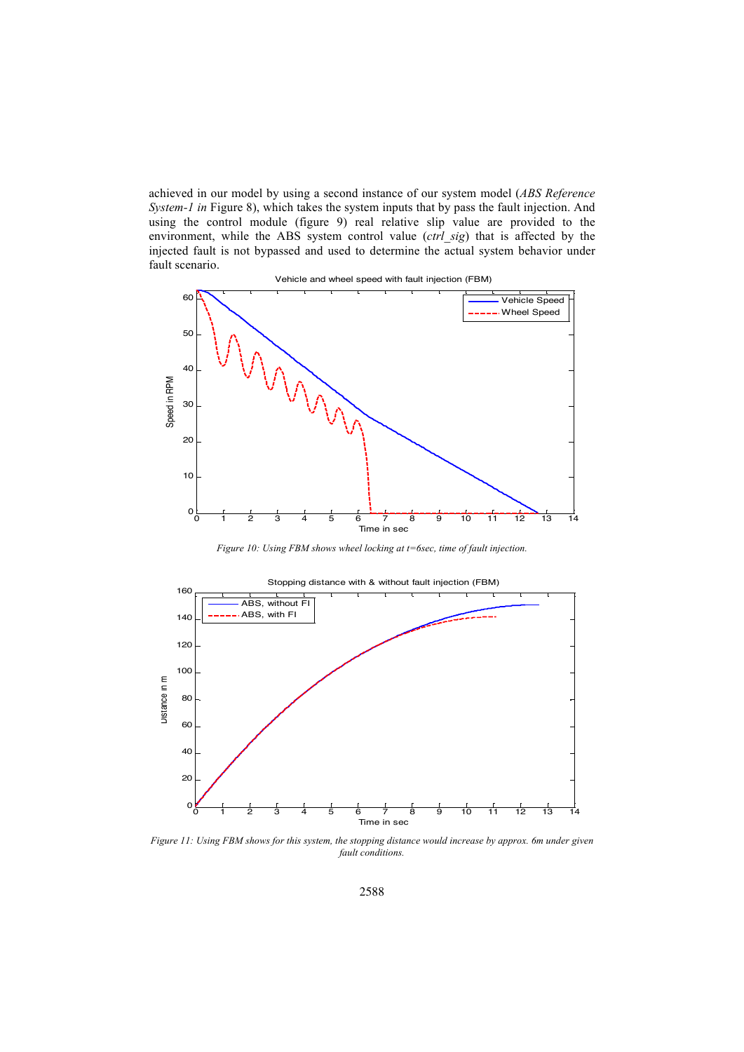achieved in our model by using a second instance of our system model (*ABS Reference System-1 in* Figure 8), which takes the system inputs that by pass the fault injection. And using the control module (figure 9) real relative slip value are provided to the environment, while the ABS system control value (*ctrl_sig*) that is affected by the injected fault is not bypassed and used to determine the actual system behavior under fault scenario.

*Figure 10: Using FBM shows wheel locking at t=6sec, time of fault injection.*

*Figure 11: Using FBM shows for this system, the stopping distance would increase by approx. 6m under given fault conditions.*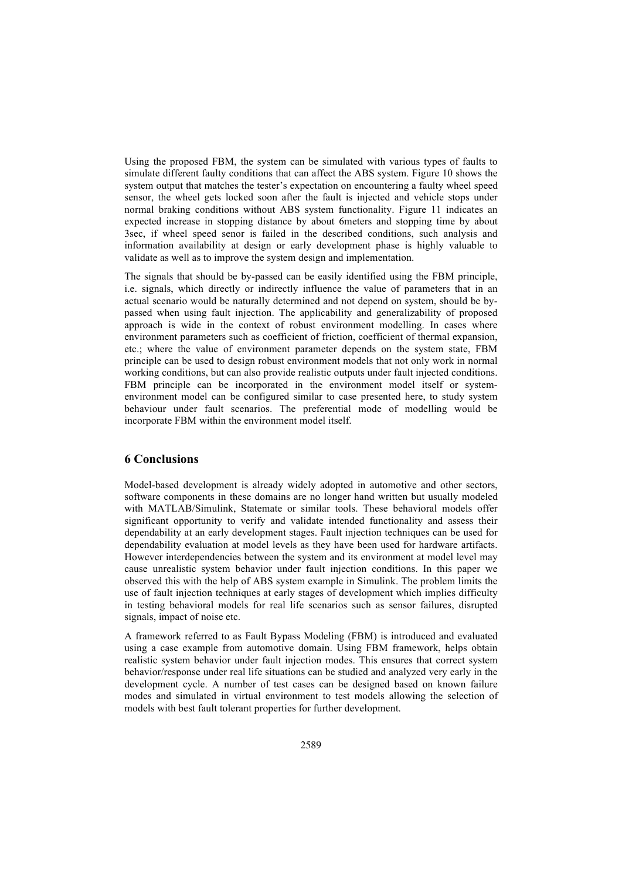Using the proposed FBM, the system can be simulated with various types of faults to simulate different faulty conditions that can affect the ABS system. Figure 10 shows the system output that matches the tester's expectation on encountering a faulty wheel speed sensor, the wheel gets locked soon after the fault is injected and vehicle stops under normal braking conditions without ABS system functionality. Figure 11 indicates an expected increase in stopping distance by about 6meters and stopping time by about 3sec, if wheel speed senor is failed in the described conditions, such analysis and information availability at design or early development phase is highly valuable to validate as well as to improve the system design and implementation.

The signals that should be by-passed can be easily identified using the FBM principle, i.e. signals, which directly or indirectly influence the value of parameters that in an actual scenario would be naturally determined and not depend on system, should be by-passed when using fault injection. The applicability and generalizability of proposed approach is wide in the context of robust environment modelling. In cases where environment parameters such as coefficient of friction, coefficient of thermal expansion, etc.; where the value of environment parameter depends on the system state, FBM principle can be used to design robust environment models that not only work in normal working conditions, but can also provide realistic outputs under fault injected conditions. FBM principle can be incorporated in the environment model itself or system-environment model can be configured similar to case presented here, to study system behaviour under fault scenarios. The preferential mode of modelling would be incorporate FBM within the environment model itself.

## 6 Conclusions

Model-based development is already widely adopted in automotive and other sectors, software components in these domains are no longer hand written but usually modeled with MATLAB/Simulink, Statemate or similar tools. These behavioral models offer significant opportunity to verify and validate intended functionality and assess their dependability at an early development stages. Fault injection techniques can be used for dependability evaluation at model levels as they have been used for hardware artifacts. However interdependencies between the system and its environment at model level may cause unrealistic system behavior under fault injection conditions. In this paper we observed this with the help of ABS system example in Simulink. The problem limits the use of fault injection techniques at early stages of development which implies difficulty in testing behavioral models for real life scenarios such as sensor failures, disrupted signals, impact of noise etc.

A framework referred to as Fault Bypass Modeling (FBM) is introduced and evaluated using a case example from automotive domain. Using FBM framework, helps obtain realistic system behavior under fault injection modes. This ensures that correct system behavior/response under real life situations can be studied and analyzed very early in the development cycle. A number of test cases can be designed based on known failure modes and simulated in virtual environment to test models allowing the selection of models with best fault tolerant properties for further development.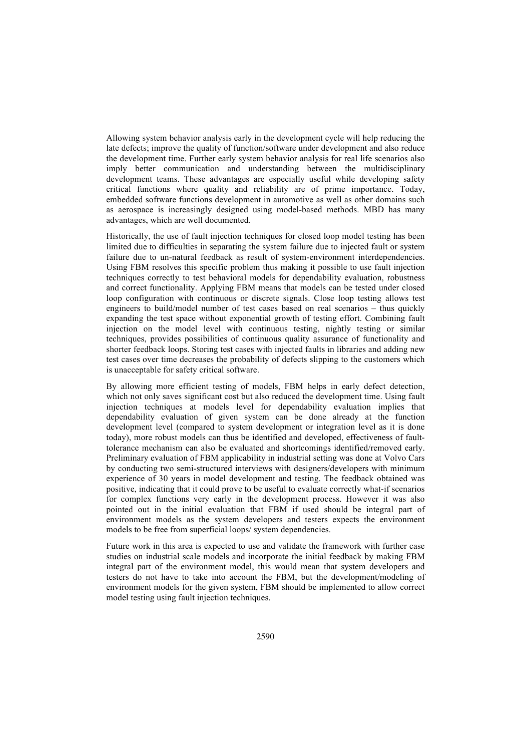Allowing system behavior analysis early in the development cycle will help reducing the late defects; improve the quality of function/software under development and also reduce the development time. Further early system behavior analysis for real life scenarios also imply better communication and understanding between the multidisciplinary development teams. These advantages are especially useful while developing safety critical functions where quality and reliability are of prime importance. Today, embedded software functions development in automotive as well as other domains such as aerospace is increasingly designed using model-based methods. MBD has many advantages, which are well documented.

Historically, the use of fault injection techniques for closed loop model testing has been limited due to difficulties in separating the system failure due to injected fault or system failure due to un-natural feedback as result of system-environment interdependencies. Using FBM resolves this specific problem thus making it possible to use fault injection techniques correctly to test behavioral models for dependability evaluation, robustness and correct functionality. Applying FBM means that models can be tested under closed loop configuration with continuous or discrete signals. Close loop testing allows test engineers to build/model number of test cases based on real scenarios – thus quickly expanding the test space without exponential growth of testing effort. Combining fault injection on the model level with continuous testing, nightly testing or similar techniques, provides possibilities of continuous quality assurance of functionality and shorter feedback loops. Storing test cases with injected faults in libraries and adding new test cases over time decreases the probability of defects slipping to the customers which is unacceptable for safety critical software.

By allowing more efficient testing of models, FBM helps in early defect detection, which not only saves significant cost but also reduced the development time. Using fault injection techniques at models level for dependability evaluation implies that dependability evaluation of given system can be done already at the function development level (compared to system development or integration level as it is done today), more robust models can thus be identified and developed, effectiveness of fault-tolerance mechanism can also be evaluated and shortcomings identified/removed early. Preliminary evaluation of FBM applicability in industrial setting was done at Volvo Cars by conducting two semi-structured interviews with designers/developers with minimum experience of 30 years in model development and testing. The feedback obtained was positive, indicating that it could prove to be useful to evaluate correctly what-if scenarios for complex functions very early in the development process. However it was also pointed out in the initial evaluation that FBM if used should be integral part of environment models as the system developers and testers expects the environment models to be free from superficial loops/ system dependencies.

Future work in this area is expected to use and validate the framework with further case studies on industrial scale models and incorporate the initial feedback by making FBM integral part of the environment model, this would mean that system developers and testers do not have to take into account the FBM, but the development/modeling of environment models for the given system, FBM should be implemented to allow correct model testing using fault injection techniques.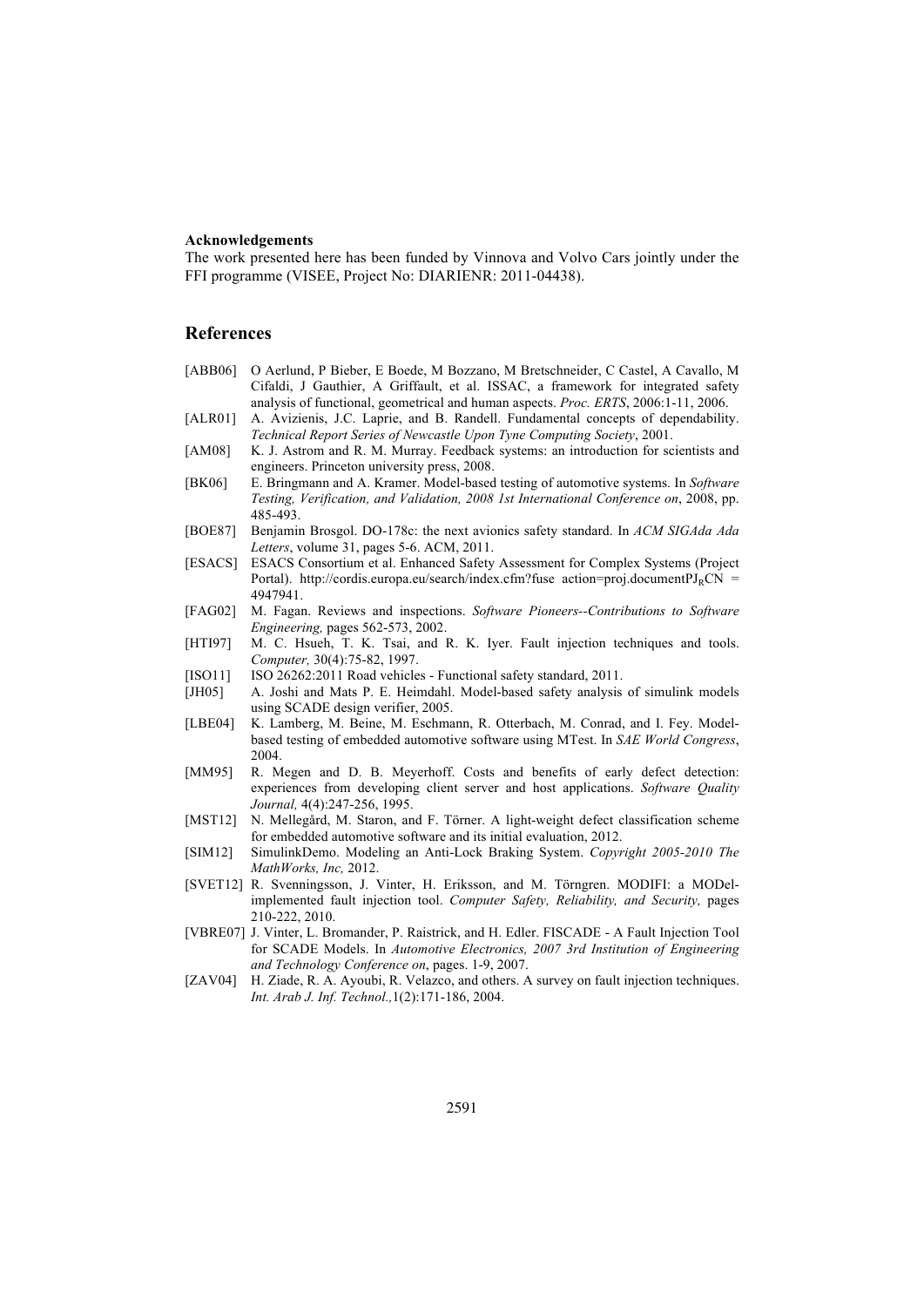**Acknowledgements**

The work presented here has been funded by Vinnova and Volvo Cars jointly under the FFI programme (VISEE, Project No: DIARIENR: 2011-04438).

## References

[ABB06] O Aerlund, P Bieber, E Boede, M Bozzano, M Bretschneider, C Castel, A Cavallo, M Cifaldi, J Gauthier, A Griffault, et al. ISSAC, a framework for integrated safety analysis of functional, geometrical and human aspects. *Proc. ERTS*, 2006:1-11, 2006.

[ALR01] A. Avizienis, J.C. Laprie, and B. Randell. Fundamental concepts of dependability. *Technical Report Series of Newcastle Upon Tyne Computing Society*, 2001.

[AM08] K. J. Astrom and R. M. Murray. Feedback systems: an introduction for scientists and engineers. Princeton university press, 2008.

[BK06] E. Bringmann and A. Kramer. Model-based testing of automotive systems. In *Software Testing, Verification, and Validation, 2008 1st International Conference on*, 2008, pp. 485-493.

[BOE87] Benjamin Brosgol. DO-178c: the next avionics safety standard. In *ACM SIGAda Ada Letters*, volume 31, pages 5-6. ACM, 2011.

[ESACS] ESACS Consortium et al. Enhanced Safety Assessment for Complex Systems (Project Portal). http://cordis.europa.eu/search/index.cfm?fuse action=proj.documentPJ$_R$CN = 4947941.

[FAG02] M. Fagan. Reviews and inspections. *Software Pioneers--Contributions to Software Engineering,* pages 562-573, 2002.

[HTI97] M. C. Hsueh, T. K. Tsai, and R. K. Iyer. Fault injection techniques and tools. *Computer,* 30(4):75-82, 1997.

[ISO11] ISO 26262:2011 Road vehicles - Functional safety standard, 2011.

[JH05] A. Joshi and Mats P. E. Heimdahl. Model-based safety analysis of simulink models using SCADE design verifier, 2005.

[LBE04] K. Lamberg, M. Beine, M. Eschmann, R. Otterbach, M. Conrad, and I. Fey. Model-based testing of embedded automotive software using MTest. In *SAE World Congress*, 2004.

[MM95] R. Megen and D. B. Meyerhoff. Costs and benefits of early defect detection: experiences from developing client server and host applications. *Software Quality Journal,* 4(4):247-256, 1995.

[MST12] N. Mellegård, M. Staron, and F. Törner. A light-weight defect classification scheme for embedded automotive software and its initial evaluation, 2012.

[SIM12] SimulinkDemo. Modeling an Anti-Lock Braking System. *Copyright 2005-2010 The MathWorks, Inc,* 2012.

[SVET12] R. Svenningsson, J. Vinter, H. Eriksson, and M. Törngren. MODIFI: a MODel-implemented fault injection tool. *Computer Safety, Reliability, and Security,* pages 210-222, 2010.

[VBRE07] J. Vinter, L. Bromander, P. Raistrick, and H. Edler. FISCADE - A Fault Injection Tool for SCADE Models. In *Automotive Electronics, 2007 3rd Institution of Engineering and Technology Conference on*, pages. 1-9, 2007.

[ZAV04] H. Ziade, R. A. Ayoubi, R. Velazco, and others. A survey on fault injection techniques. *Int. Arab J. Inf. Technol.,*1(2):171-186, 2004.